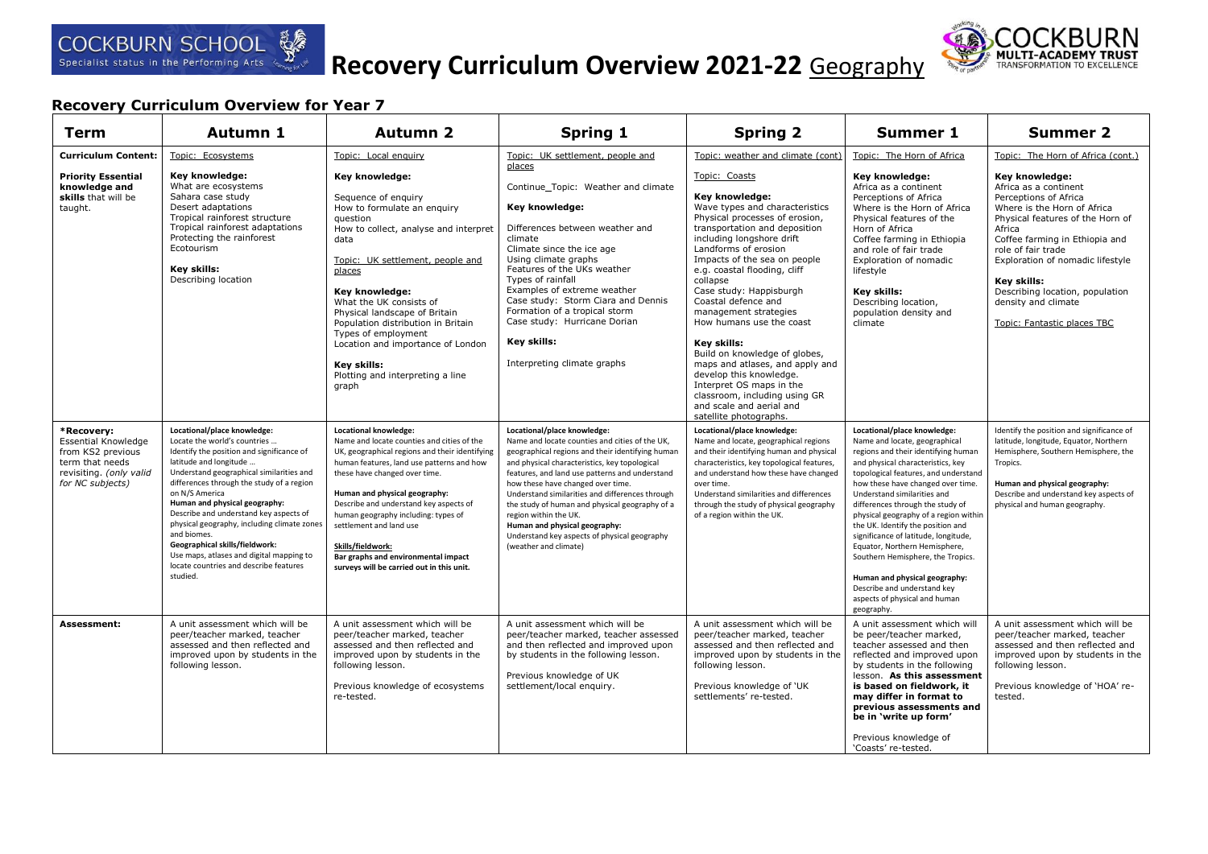# Recovery Curriculum Overview 2021-22 Geography

COCKBURN SCHOOL – Specialist status in the Performing Arts

COCKBURN MULTI-ACADEMY TRUST – TRANSFORMATION TO EXCELLENCE

## Recovery Curriculum Overview for Year 7

| Term | Autumn 1 | Autumn 2 | Spring 1 | Spring 2 | Summer 1 | Summer 2 |
|---|---|---|---|---|---|---|
| **Curriculum Content:** **Priority Essential knowledge and skills** that will be taught. | Topic: Ecosystems<br><br>**Key knowledge:**<br>What are ecosystems<br>Sahara case study<br>Desert adaptations<br>Tropical rainforest structure<br>Tropical rainforest adaptations<br>Protecting the rainforest<br>Ecotourism<br><br>**Key skills:**<br>Describing location | Topic: Local enquiry<br><br>**Key knowledge:**<br>Sequence of enquiry<br>How to formulate an enquiry question<br>How to collect, analyse and interpret data<br><br>Topic: UK settlement, people and places<br><br>**Key knowledge:**<br>What the UK consists of<br>Physical landscape of Britain<br>Population distribution in Britain<br>Types of employment<br>Location and importance of London<br><br>**Key skills:**<br>Plotting and interpreting a line graph | Topic: UK settlement, people and places<br><br>Continue_Topic: Weather and climate<br><br>**Key knowledge:**<br>Differences between weather and climate<br>Climate since the ice age<br>Using climate graphs<br>Features of the UKs weather<br>Types of rainfall<br>Examples of extreme weather<br>Case study: Storm Ciara and Dennis<br>Formation of a tropical storm<br>Case study: Hurricane Dorian<br><br>**Key skills:**<br>Interpreting climate graphs | Topic: weather and climate (cont)<br><br>Topic: Coasts<br><br>**Key knowledge:**<br>Wave types and characteristics<br>Physical processes of erosion, transportation and deposition including longshore drift<br>Landforms of erosion<br>Impacts of the sea on people e.g. coastal flooding, cliff collapse<br>Case study: Happisburgh<br>Coastal defence and management strategies<br>How humans use the coast<br><br>**Key skills:**<br>Build on knowledge of globes, maps and atlases, and apply and develop this knowledge.<br>Interpret OS maps in the classroom, including using GR and scale and aerial and satellite photographs. | Topic: The Horn of Africa<br><br>**Key knowledge:**<br>Africa as a continent<br>Perceptions of Africa<br>Where is the Horn of Africa<br>Physical features of the Horn of Africa<br>Coffee farming in Ethiopia and role of fair trade<br>Exploration of nomadic lifestyle<br><br>**Key skills:**<br>Describing location, population density and climate | Topic: The Horn of Africa (cont.)<br><br>**Key knowledge:**<br>Africa as a continent<br>Perceptions of Africa<br>Where is the Horn of Africa<br>Physical features of the Horn of Africa<br>Coffee farming in Ethiopia and role of fair trade<br>Exploration of nomadic lifestyle<br><br>**Key skills:**<br>Describing location, population density and climate<br><br>Topic: Fantastic places TBC |
| ***Recovery:** Essential Knowledge from KS2 previous term that needs revisiting. *(only valid for NC subjects)* | **Locational/place knowledge:**<br>Locate the world's countries …<br>Identify the position and significance of latitude and longitude …<br>Understand geographical similarities and differences through the study of a region on N/S America<br>**Human and physical geography:**<br>Describe and understand key aspects of physical geography, including climate zones and biomes.<br>**Geographical skills/fieldwork:**<br>Use maps, atlases and digital mapping to locate countries and describe features studied. | **Locational knowledge:**<br>Name and locate counties and cities of the UK, geographical regions and their identifying human features, land use patterns and how these have changed over time.<br><br>**Human and physical geography:**<br>Describe and understand key aspects of human geography including: types of settlement and land use<br><br>**Skills/fieldwork:**<br>**Bar graphs and environmental impact surveys will be carried out in this unit.** | **Locational/place knowledge:**<br>Name and locate counties and cities of the UK, geographical regions and their identifying human and physical characteristics, key topological features, and land use patterns and understand how these have changed over time.<br>Understand similarities and differences through the study of human and physical geography of a region within the UK.<br>**Human and physical geography:**<br>Understand key aspects of physical geography (weather and climate) | **Locational/place knowledge:**<br>Name and locate, geographical regions and their identifying human and physical characteristics, key topological features, and understand how these have changed over time.<br>Understand similarities and differences through the study of physical geography of a region within the UK. | **Locational/place knowledge:**<br>Name and locate, geographical regions and their identifying human and physical characteristics, key topological features, and understand how these have changed over time.<br>Understand similarities and differences through the study of physical geography of a region within the UK. Identify the position and significance of latitude, longitude, Equator, Northern Hemisphere, Southern Hemisphere, the Tropics.<br><br>**Human and physical geography:**<br>Describe and understand key aspects of physical and human geography. | Identify the position and significance of latitude, longitude, Equator, Northern Hemisphere, Southern Hemisphere, the Tropics.<br><br>**Human and physical geography:**<br>Describe and understand key aspects of physical and human geography. |
| **Assessment:** | A unit assessment which will be peer/teacher marked, teacher assessed and then reflected and improved upon by students in the following lesson. | A unit assessment which will be peer/teacher marked, teacher assessed and then reflected and improved upon by students in the following lesson.<br><br>Previous knowledge of ecosystems re-tested. | A unit assessment which will be peer/teacher marked, teacher assessed and then reflected and improved upon by students in the following lesson.<br><br>Previous knowledge of UK settlement/local enquiry. | A unit assessment which will be peer/teacher marked, teacher assessed and then reflected and improved upon by students in the following lesson.<br><br>Previous knowledge of 'UK settlements' re-tested. | A unit assessment which will be peer/teacher marked, teacher assessed and then reflected and improved upon by students in the following lesson. **As this assessment is based on fieldwork, it may differ in format to previous assessments and be in 'write up form'**<br><br>Previous knowledge of 'Coasts' re-tested. | A unit assessment which will be peer/teacher marked, teacher assessed and then reflected and improved upon by students in the following lesson.<br><br>Previous knowledge of 'HOA' re-tested. |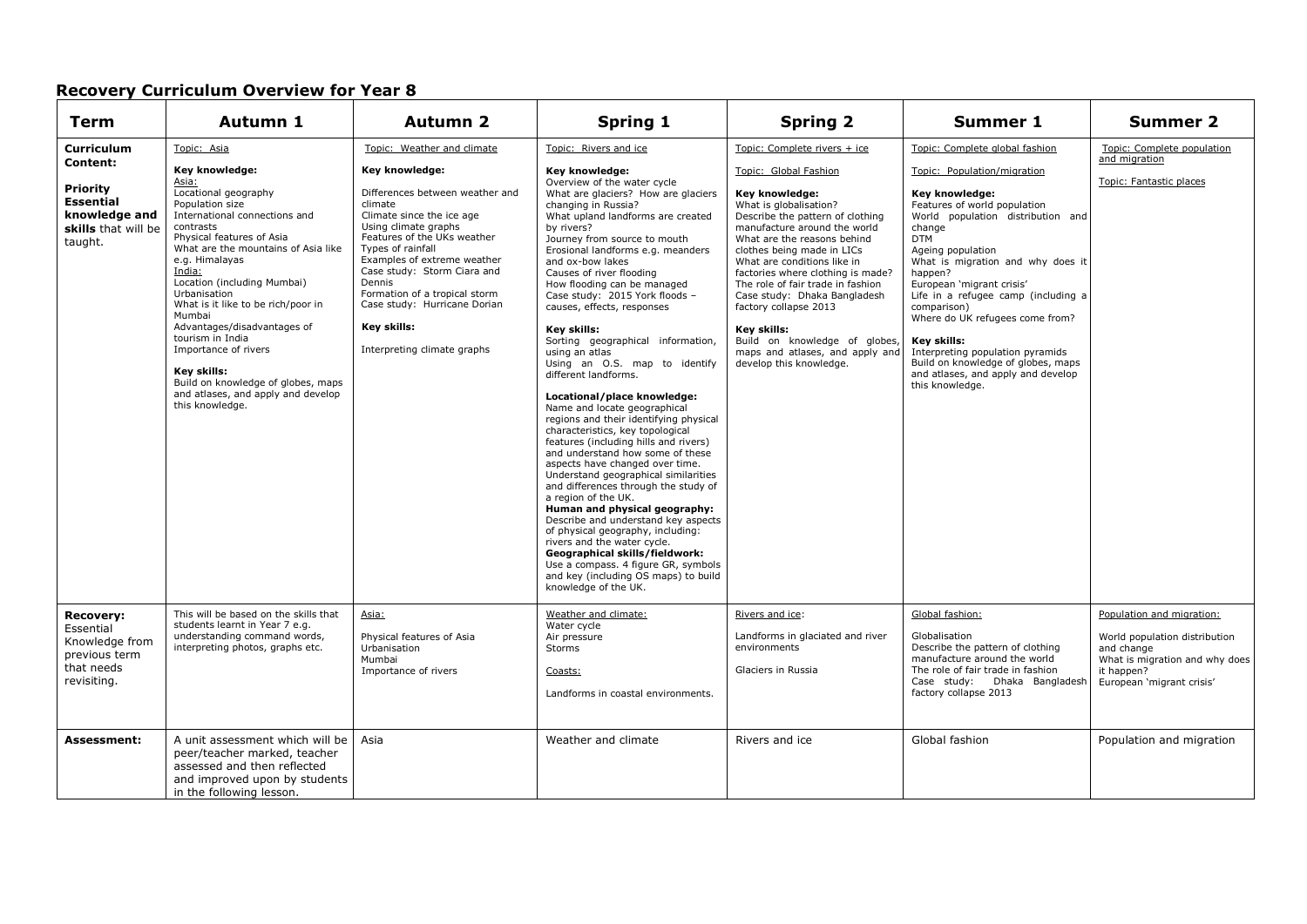# Recovery Curriculum Overview for Year 8

| Term | Autumn 1 | Autumn 2 | Spring 1 | Spring 2 | Summer 1 | Summer 2 |
|---|---|---|---|---|---|---|
| **Curriculum Content:**<br><br>**Priority Essential knowledge and skills** that will be taught. | Topic: Asia<br><br>**Key knowledge:**<br>Asia:<br>Locational geography<br>Population size<br>International connections and contrasts<br>Physical features of Asia<br>What are the mountains of Asia like e.g. Himalayas<br>India:<br>Location (including Mumbai)<br>Urbanisation<br>What is it like to be rich/poor in Mumbai<br>Advantages/disadvantages of tourism in India<br>Importance of rivers<br><br>**Key skills:**<br>Build on knowledge of globes, maps and atlases, and apply and develop this knowledge. | Topic: Weather and climate<br><br>**Key knowledge:**<br><br>Differences between weather and climate<br>Climate since the ice age<br>Features of the UKs weather<br>Using climate graphs<br>Types of rainfall<br>Examples of extreme weather<br>Case study: Storm Ciara and Dennis<br>Formation of a tropical storm<br>Case study: Hurricane Dorian<br><br>**Key skills:**<br><br>Interpreting climate graphs | Topic: Rivers and ice<br><br>**Key knowledge:**<br>Overview of the water cycle<br>What are glaciers? How are glaciers changing in Russia?<br>What upland landforms are created by rivers?<br>Journey from source to mouth<br>Erosional landforms e.g. meanders and ox-bow lakes<br>Causes of river flooding<br>How flooding can be managed<br>Case study: 2015 York floods – causes, effects, responses<br><br>**Key skills:**<br>Sorting geographical information, using an atlas<br>Using an O.S. map to identify different landforms.<br><br>**Locational/place knowledge:**<br>Name and locate geographical regions and their identifying physical characteristics, key topological features (including hills and rivers) and understand how some of these aspects have changed over time.<br>Understand geographical similarities and differences through the study of a region of the UK.<br>**Human and physical geography:**<br>Describe and understand key aspects of physical geography, including: rivers and the water cycle.<br>**Geographical skills/fieldwork:**<br>Use a compass. 4 figure GR, symbols and key (including OS maps) to build knowledge of the UK. | Topic: Complete rivers + ice<br><br>Topic: Global Fashion<br><br>**Key knowledge:**<br>What is globalisation?<br>Describe the pattern of clothing manufacture around the world<br>What are the reasons behind clothes being made in LICs<br>What are conditions like in factories where clothing is made?<br>The role of fair trade in fashion<br>Case study: Dhaka Bangladesh factory collapse 2013<br><br>**Key skills:**<br>Build on knowledge of globes, maps and atlases, and apply and develop this knowledge. | Topic: Complete global fashion<br><br>Topic: Population/migration<br><br>**Key knowledge:**<br>Features of world population<br>World population distribution and change<br>DTM<br>Ageing population<br>What is migration and why does it happen?<br>European 'migrant crisis'<br>Life in a refugee camp (including a comparison)<br>Where do UK refugees come from?<br><br>**Key skills:**<br>Interpreting population pyramids<br>Build on knowledge of globes, maps and atlases, and apply and develop this knowledge. | Topic: Complete population and migration<br><br>Topic: Fantastic places |
| **Recovery:** Essential Knowledge from previous term that needs revisiting. | This will be based on the skills that students learnt in Year 7 e.g. understanding command words, interpreting photos, graphs etc. | Asia:<br><br>Physical features of Asia<br>Urbanisation<br>Mumbai<br>Importance of rivers | Weather and climate:<br>Water cycle<br>Air pressure<br>Storms<br><br>Coasts:<br><br>Landforms in coastal environments. | Rivers and ice:<br><br>Landforms in glaciated and river environments<br><br>Glaciers in Russia | Global fashion:<br><br>Globalisation<br>Describe the pattern of clothing manufacture around the world<br>The role of fair trade in fashion<br>Case study: Dhaka Bangladesh factory collapse 2013 | Population and migration:<br><br>World population distribution and change<br>What is migration and why does it happen?<br>European 'migrant crisis' |
| **Assessment:** | A unit assessment which will be peer/teacher marked, teacher assessed and then reflected and improved upon by students in the following lesson. | Asia | Weather and climate | Rivers and ice | Global fashion | Population and migration |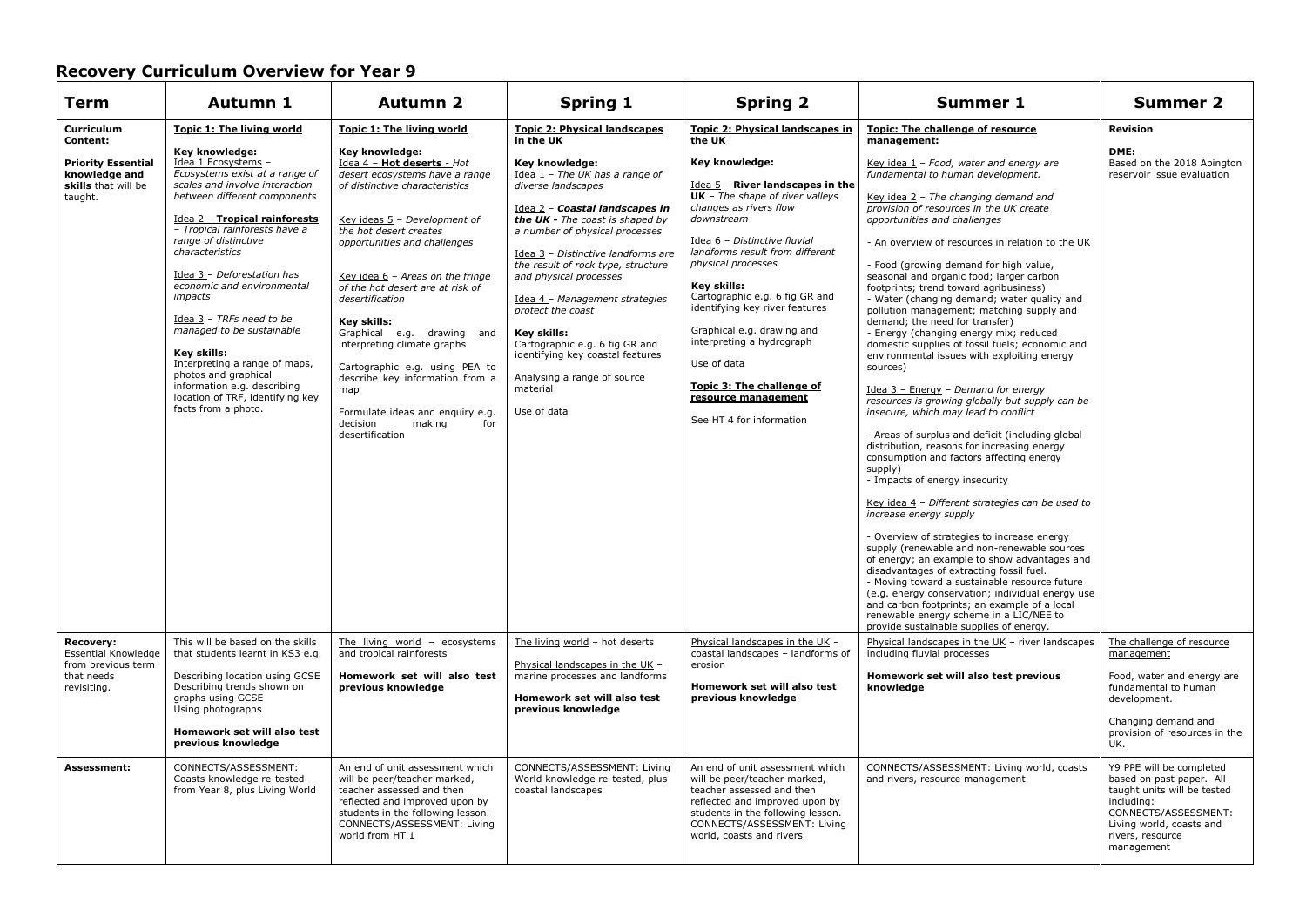# Recovery Curriculum Overview for Year 9

| Term | Autumn 1 | Autumn 2 | Spring 1 | Spring 2 | Summer 1 | Summer 2 |
|---|---|---|---|---|---|---|
| **Curriculum Content:**<br><br>**Priority Essential knowledge and skills** that will be taught. | **Topic 1: The living world**<br><br>**Key knowledge:**<br>Idea 1 Ecosystems – *Ecosystems exist at a range of scales and involve interaction between different components*<br><br>Idea 2 – **Tropical rainforests** – *Tropical rainforests have a range of distinctive characteristics*<br><br>Idea 3 – *Deforestation has economic and environmental impacts*<br><br>Idea 3 – *TRFs need to be managed to be sustainable*<br><br>**Key skills:**<br>Interpreting a range of maps, photos and graphical information e.g. describing location of TRF, identifying key facts from a photo. | **Topic 1: The living world**<br><br>**Key knowledge:**<br>Idea 4 – **Hot deserts** - *Hot desert ecosystems have a range of distinctive characteristics*<br><br>Key ideas 5 – *Development of the hot desert creates opportunities and challenges*<br><br>Key idea 6 – *Areas on the fringe of the hot desert are at risk of desertification*<br><br>**Key skills:**<br>Graphical e.g. drawing and interpreting climate graphs<br><br>Cartographic e.g. using PEA to describe key information from a map<br><br>Formulate ideas and enquiry e.g. decision making for desertification | **Topic 2: Physical landscapes in the UK**<br><br>**Key knowledge:**<br>Idea 1 – *The UK has a range of diverse landscapes*<br><br>Idea 2 – ***Coastal landscapes in the UK -*** *The coast is shaped by a number of physical processes*<br><br>Idea 3 – *Distinctive landforms are the result of rock type, structure and physical processes*<br><br>Idea 4 – *Management strategies protect the coast*<br><br>**Key skills:**<br>Cartographic e.g. 6 fig GR and identifying key coastal features<br><br>Analysing a range of source material<br><br>Use of data | **Topic 2: Physical landscapes in the UK**<br><br>**Key knowledge:**<br><br>Idea 5 – **River landscapes in the UK** – *The shape of river valleys changes as rivers flow downstream*<br><br>Idea 6 – *Distinctive fluvial landforms result from different physical processes*<br><br>**Key skills:**<br>Cartographic e.g. 6 fig GR and identifying key river features<br><br>Graphical e.g. drawing and interpreting a hydrograph<br><br>Use of data<br><br>**Topic 3: The challenge of resource management**<br><br>See HT 4 for information | **Topic: The challenge of resource management:**<br><br>Key idea 1 – *Food, water and energy are fundamental to human development.*<br><br>Key idea 2 – *The changing demand and provision of resources in the UK create opportunities and challenges*<br><br>- An overview of resources in relation to the UK<br><br>- Food (growing demand for high value, seasonal and organic food; larger carbon footprints; trend toward agribusiness)<br>- Water (changing demand; water quality and pollution management; matching supply and demand; the need for transfer)<br>- Energy (changing energy mix; reduced domestic supplies of fossil fuels; economic and environmental issues with exploiting energy sources)<br><br>Idea 3 – Energy – *Demand for energy resources is growing globally but supply can be insecure, which may lead to conflict*<br><br>- Areas of surplus and deficit (including global distribution, reasons for increasing energy consumption and factors affecting energy supply)<br>- Impacts of energy insecurity<br><br>Key idea 4 – *Different strategies can be used to increase energy supply*<br><br>- Overview of strategies to increase energy supply (renewable and non-renewable sources of energy; an example to show advantages and disadvantages of extracting fossil fuel.<br>- Moving toward a sustainable resource future (e.g. energy conservation; individual energy use and carbon footprints; an example of a local renewable energy scheme in a LIC/NEE to provide sustainable supplies of energy. | **Revision**<br><br>**DME:**<br>Based on the 2018 Abington reservoir issue evaluation |
| **Recovery:**<br>Essential Knowledge from previous term that needs revisiting. | This will be based on the skills that students learnt in KS3 e.g.<br><br>Describing location using GCSE<br>Describing trends shown on graphs using GCSE<br>Using photographs<br><br>**Homework set will also test previous knowledge** | The living world – ecosystems and tropical rainforests<br><br>**Homework set will also test previous knowledge** | The living world – hot deserts<br><br>Physical landscapes in the UK – marine processes and landforms<br><br>**Homework set will also test previous knowledge** | Physical landscapes in the UK – coastal landscapes – landforms of erosion<br><br>**Homework set will also test previous knowledge** | Physical landscapes in the UK – river landscapes including fluvial processes<br><br>**Homework set will also test previous knowledge** | The challenge of resource management<br><br>Food, water and energy are fundamental to human development.<br><br>Changing demand and provision of resources in the UK. |
| **Assessment:** | CONNECTS/ASSESSMENT: Coasts knowledge re-tested from Year 8, plus Living World | An end of unit assessment which will be peer/teacher marked, teacher assessed and then reflected and improved upon by students in the following lesson. CONNECTS/ASSESSMENT: Living world from HT 1 | CONNECTS/ASSESSMENT: Living World knowledge re-tested, plus coastal landscapes | An end of unit assessment which will be peer/teacher marked, teacher assessed and then reflected and improved upon by students in the following lesson. CONNECTS/ASSESSMENT: Living world, coasts and rivers | CONNECTS/ASSESSMENT: Living world, coasts and rivers, resource management | Y9 PPE will be completed based on past paper. All taught units will be tested including: CONNECTS/ASSESSMENT: Living world, coasts and rivers, resource management |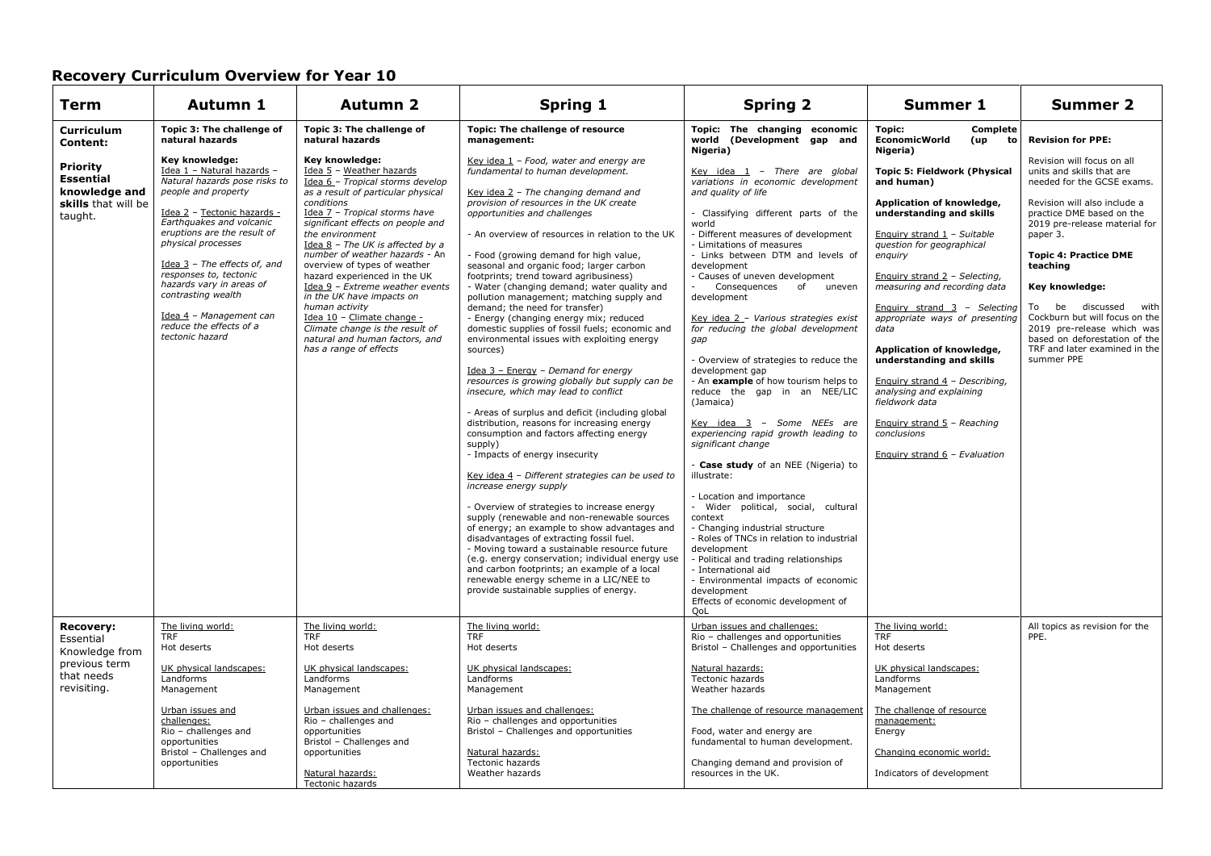## Recovery Curriculum Overview for Year 10

| Term | Autumn 1 | Autumn 2 | Spring 1 | Spring 2 | Summer 1 | Summer 2 |
|---|---|---|---|---|---|---|
| **Curriculum Content:**<br><br>**Priority Essential knowledge and skills** that will be taught. | **Topic 3: The challenge of natural hazards**<br><br>**Key knowledge:**<br>Idea 1 – Natural hazards – *Natural hazards pose risks to people and property*<br><br>Idea 2 – Tectonic hazards - *Earthquakes and volcanic eruptions are the result of physical processes*<br><br>Idea 3 – *The effects of, and responses to, tectonic hazards vary in areas of contrasting wealth*<br><br>Idea 4 – *Management can reduce the effects of a tectonic hazard* | **Topic 3: The challenge of natural hazards**<br><br>**Key knowledge:**<br>Idea 5 – Weather hazards<br>Idea 6 – *Tropical storms develop as a result of particular physical conditions*<br>Idea 7 – *Tropical storms have significant effects on people and the environment*<br>Idea 8 – *The UK is affected by a number of weather hazards* - An overview of types of weather hazard experienced in the UK<br>Idea 9 – *Extreme weather events in the UK have impacts on human activity*<br>Idea 10 – Climate change - *Climate change is the result of natural and human factors, and has a range of effects* | **Topic: The challenge of resource management:**<br><br>Key idea 1 – *Food, water and energy are fundamental to human development.*<br><br>Key idea 2 – *The changing demand and provision of resources in the UK create opportunities and challenges*<br><br>- An overview of resources in relation to the UK<br><br>- Food (growing demand for high value, seasonal and organic food; larger carbon footprints; trend toward agribusiness)<br>- Water (changing demand; water quality and pollution management; matching supply and demand; the need for transfer)<br>- Energy (changing energy mix; reduced domestic supplies of fossil fuels; economic and environmental issues with exploiting energy sources)<br><br>Idea 3 – Energy – *Demand for energy resources is growing globally but supply can be insecure, which may lead to conflict*<br><br>- Areas of surplus and deficit (including global distribution, reasons for increasing energy consumption and factors affecting energy supply)<br>- Impacts of energy insecurity<br><br>Key idea 4 – *Different strategies can be used to increase energy supply*<br><br>- Overview of strategies to increase energy supply (renewable and non-renewable sources of energy; an example to show advantages and disadvantages of extracting fossil fuel.<br>- Moving toward a sustainable resource future (e.g. energy conservation; individual energy use and carbon footprints; an example of a local renewable energy scheme in a LIC/NEE to provide sustainable supplies of energy. | **Topic: The changing economic world (Development gap and Nigeria)**<br><br>Key idea 1 – *There are global variations in economic development and quality of life*<br><br>- Classifying different parts of the world<br>- Different measures of development<br>- Limitations of measures<br>- Links between DTM and levels of development<br>- Causes of uneven development<br>- Consequences of uneven development<br><br>Key idea 2 – *Various strategies exist for reducing the global development gap*<br><br>- Overview of strategies to reduce the development gap<br>- An **example** of how tourism helps to reduce the gap in an NEE/LIC (Jamaica)<br><br>Key idea 3 – *Some NEEs are experiencing rapid growth leading to significant change*<br><br>- **Case study** of an NEE (Nigeria) to illustrate:<br><br>- Location and importance<br>- Wider political, social, cultural context<br>- Changing industrial structure<br>- Roles of TNCs in relation to industrial development<br>- Political and trading relationships<br>- International aid<br>- Environmental impacts of economic development<br>Effects of economic development of QoL | **Topic: Complete EconomicWorld (up to Nigeria)**<br><br>**Topic 5: Fieldwork (Physical and human)**<br><br>**Application of knowledge, understanding and skills**<br><br>Enquiry strand 1 – *Suitable question for geographical enquiry*<br><br>Enquiry strand 2 – *Selecting, measuring and recording data*<br><br>Enquiry strand 3 – *Selecting appropriate ways of presenting data*<br><br>**Application of knowledge, understanding and skills**<br><br>Enquiry strand 4 – *Describing, analysing and explaining fieldwork data*<br><br>Enquiry strand 5 – *Reaching conclusions*<br><br>Enquiry strand 6 – *Evaluation* | **Revision for PPE:**<br><br>Revision will focus on all units and skills that are needed for the GCSE exams.<br><br>Revision will also include a practice DME based on the 2019 pre-release material for paper 3.<br><br>**Topic 4: Practice DME teaching**<br><br>**Key knowledge:**<br><br>To be discussed – with Cockburn but will focus on the 2019 pre-release which was based on deforestation of the TRF and later examined in the summer PPE |
| **Recovery:** Essential Knowledge from previous term that needs revisiting. | The living world:<br>TRF<br>Hot deserts<br><br>UK physical landscapes:<br>Landforms<br>Management<br><br>Urban issues and challenges:<br>Rio – challenges and opportunities<br>Bristol – Challenges and opportunities | The living world:<br>TRF<br>Hot deserts<br><br>UK physical landscapes:<br>Landforms<br>Management<br><br>Urban issues and challenges:<br>Rio – challenges and opportunities<br>Bristol – Challenges and opportunities<br><br>Natural hazards:<br>Tectonic hazards | The living world:<br>TRF<br>Hot deserts<br><br>UK physical landscapes:<br>Landforms<br>Management<br><br>Urban issues and challenges:<br>Rio – challenges and opportunities<br>Bristol – Challenges and opportunities<br><br>Natural hazards:<br>Tectonic hazards<br>Weather hazards | Urban issues and challenges:<br>Rio – challenges and opportunities<br>Bristol – Challenges and opportunities<br><br>Natural hazards:<br>Tectonic hazards<br>Weather hazards<br><br>The challenge of resource management<br><br>Food, water and energy are fundamental to human development.<br><br>Changing demand and provision of resources in the UK. | The living world:<br>TRF<br>Hot deserts<br><br>UK physical landscapes:<br>Landforms<br>Management<br><br>The challenge of resource management:<br>Energy<br><br>Changing economic world:<br><br>Indicators of development | All topics as revision for the PPE. |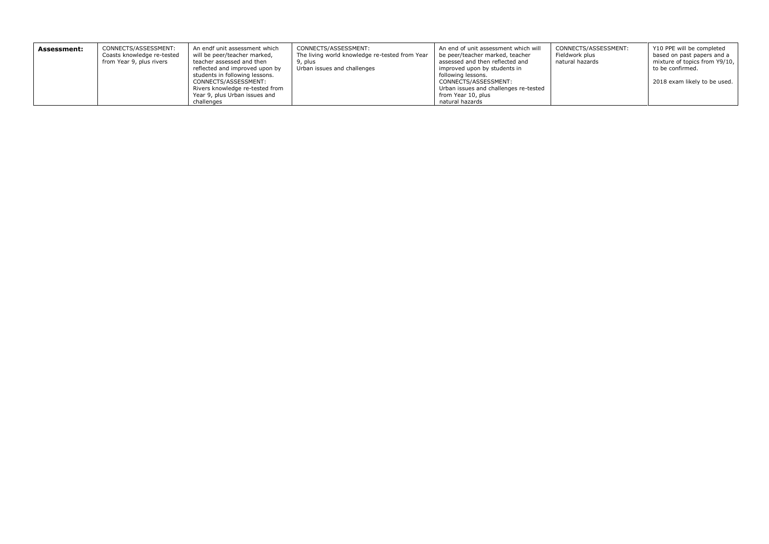| **Assessment:** | CONNECTS/ASSESSMENT: Coasts knowledge re-tested from Year 9, plus rivers | An endf unit assessment which will be peer/teacher marked, teacher assessed and then reflected and improved upon by students in following lessons. CONNECTS/ASSESSMENT: Rivers knowledge re-tested from Year 9, plus Urban issues and challenges | CONNECTS/ASSESSMENT: The living world knowledge re-tested from Year 9, plus Urban issues and challenges | An end of unit assessment which will be peer/teacher marked, teacher assessed and then reflected and improved upon by students in following lessons. CONNECTS/ASSESSMENT: Urban issues and challenges re-tested from Year 10, plus natural hazards | CONNECTS/ASSESSMENT: Fieldwork plus natural hazards | Y10 PPE will be completed based on past papers and a mixture of topics from Y9/10, to be confirmed. 2018 exam likely to be used. |
|---|---|---|---|---|---|---|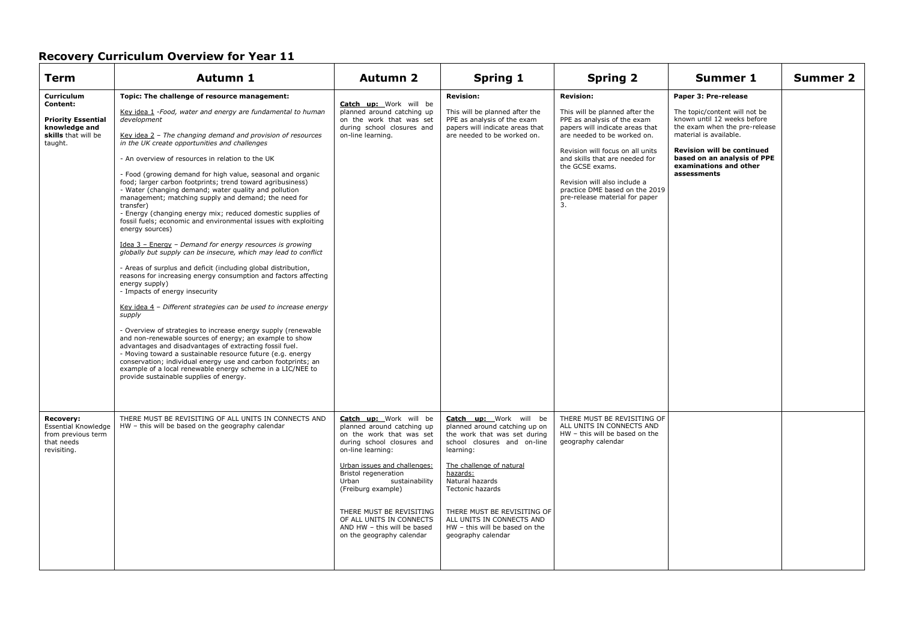## Recovery Curriculum Overview for Year 11

| Term | Autumn 1 | Autumn 2 | Spring 1 | Spring 2 | Summer 1 | Summer 2 |
|---|---|---|---|---|---|---|
| **Curriculum Content:**<br><br>**Priority Essential knowledge and skills** that will be taught. | **Topic: The challenge of resource management:**<br><br>Key idea 1 -*Food, water and energy are fundamental to human development*<br><br>Key idea 2 – *The changing demand and provision of resources in the UK create opportunities and challenges*<br><br>- An overview of resources in relation to the UK<br><br>- Food (growing demand for high value, seasonal and organic food; larger carbon footprints; trend toward agribusiness)<br>- Water (changing demand; water quality and pollution management; matching supply and demand; the need for transfer)<br>- Energy (changing energy mix; reduced domestic supplies of fossil fuels; economic and environmental issues with exploiting energy sources)<br><br>Idea 3 – Energy – *Demand for energy resources is growing globally but supply can be insecure, which may lead to conflict*<br><br>- Areas of surplus and deficit (including global distribution, reasons for increasing energy consumption and factors affecting energy supply)<br>- Impacts of energy insecurity<br><br>Key idea 4 – *Different strategies can be used to increase energy supply*<br><br>- Overview of strategies to increase energy supply (renewable and non-renewable sources of energy; an example to show advantages and disadvantages of extracting fossil fuel.<br>- Moving toward a sustainable resource future (e.g. energy conservation; individual energy use and carbon footprints; an example of a local renewable energy scheme in a LIC/NEE to provide sustainable supplies of energy. | **Catch up:** Work will be planned around catching up on the work that was set during school closures and on-line learning. | **Revision:**<br><br>This will be planned after the PPE as analysis of the exam papers will indicate areas that are needed to be worked on. | **Revision:**<br><br>This will be planned after the PPE as analysis of the exam papers will indicate areas that are needed to be worked on.<br><br>Revision will focus on all units and skills that are needed for the GCSE exams.<br><br>Revision will also include a practice DME based on the 2019 pre-release material for paper 3. | **Paper 3: Pre-release**<br><br>The topic/content will not be known until 12 weeks before the exam when the pre-release material is available.<br><br>**Revision will be continued based on an analysis of PPE examinations and other assessments** | |
| **Recovery:** Essential Knowledge from previous term that needs revisiting. | THERE MUST BE REVISITING OF ALL UNITS IN CONNECTS AND HW – this will be based on the geography calendar | **Catch up:** Work will be planned around catching up on the work that was set during school closures and on-line learning:<br><br>Urban issues and challenges:<br>Bristol regeneration<br>Urban sustainability (Freiburg example)<br><br>THERE MUST BE REVISITING OF ALL UNITS IN CONNECTS AND HW – this will be based on the geography calendar | **Catch up:** Work will be planned around catching up on the work that was set during school closures and on-line learning:<br><br>The challenge of natural hazards:<br>Natural hazards<br>Tectonic hazards<br><br>THERE MUST BE REVISITING OF ALL UNITS IN CONNECTS AND HW – this will be based on the geography calendar | THERE MUST BE REVISITING OF ALL UNITS IN CONNECTS AND HW – this will be based on the geography calendar | | |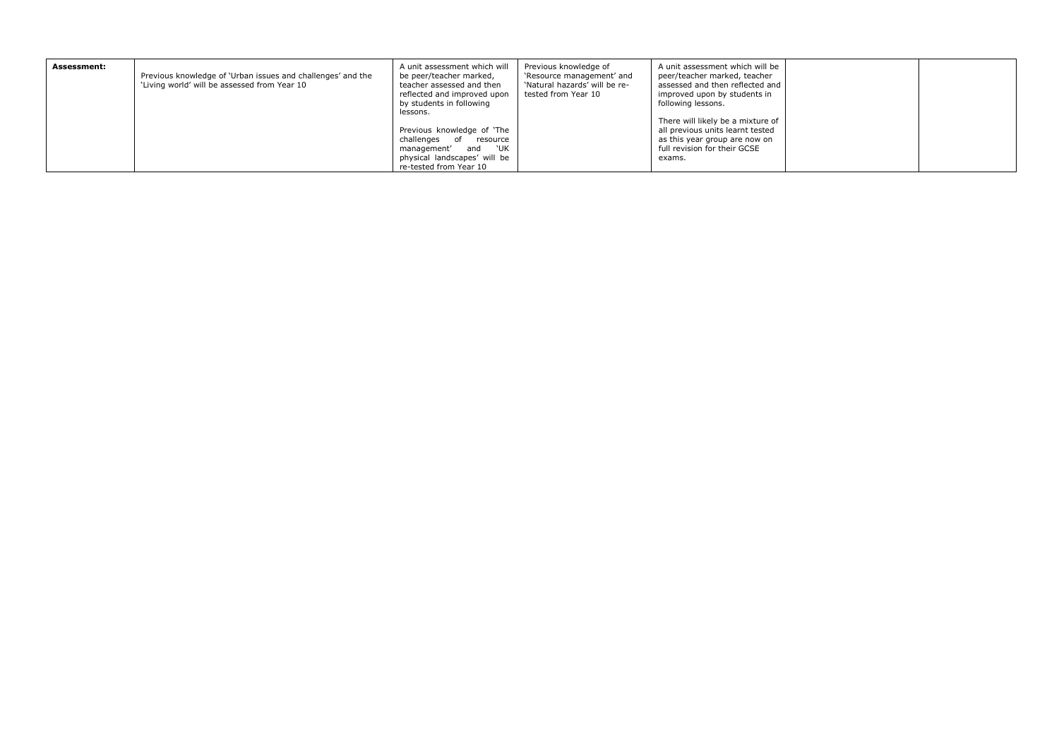| | | | | | | |
|---|---|---|---|---|---|---|
| **Assessment:** | Previous knowledge of 'Urban issues and challenges' and the 'Living world' will be assessed from Year 10 | A unit assessment which will be peer/teacher marked, teacher assessed and then reflected and improved upon by students in following lessons.<br><br>Previous knowledge of 'The challenges of resource management' and 'UK physical landscapes' will be re-tested from Year 10 | Previous knowledge of 'Resource management' and 'Natural hazards' will be re-tested from Year 10 | A unit assessment which will be peer/teacher marked, teacher assessed and then reflected and improved upon by students in following lessons.<br><br>There will likely be a mixture of all previous units learnt tested as this year group are now on full revision for their GCSE exams. | | |